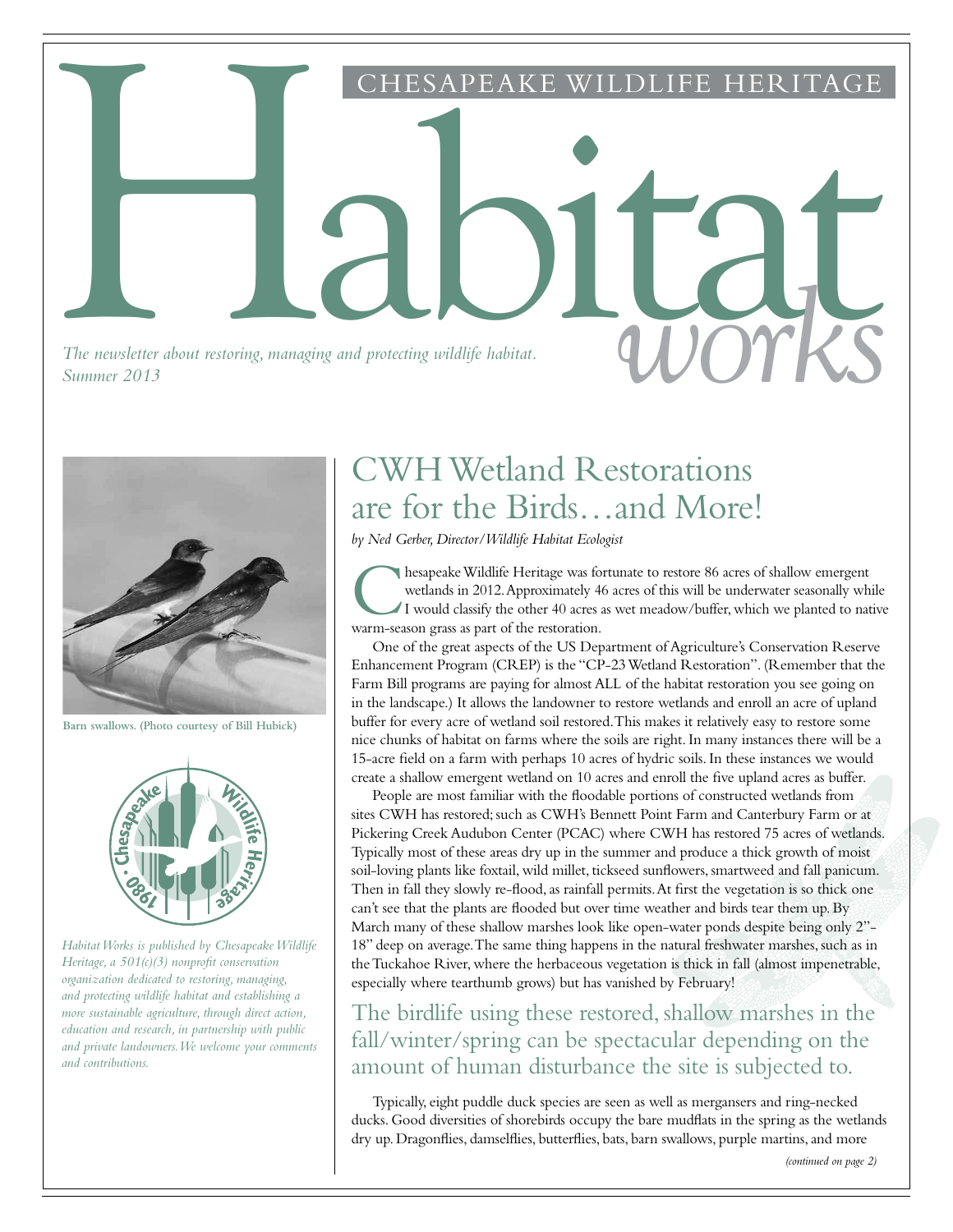CHESAPEAKE WILDLIFE HERITAGE

# Habitat *works*

*The newsletter about restoring, managing and protecting wildlife habitat.*
*Summer 2013*

Barn swallows. (Photo courtesy of Bill Hubick)

*Habitat Works is published by Chesapeake Wildlife Heritage, a 501(c)(3) nonprofit conservation organization dedicated to restoring, managing, and protecting wildlife habitat and establishing a more sustainable agriculture, through direct action, education and research, in partnership with public and private landowners. We welcome your comments and contributions.*

## CWH Wetland Restorations are for the Birds…and More!

*by Ned Gerber, Director/Wildlife Habitat Ecologist*

Chesapeake Wildlife Heritage was fortunate to restore 86 acres of shallow emergent wetlands in 2012. Approximately 46 acres of this will be underwater seasonally while I would classify the other 40 acres as wet meadow/buffer, which we planted to native warm-season grass as part of the restoration.

One of the great aspects of the US Department of Agriculture's Conservation Reserve Enhancement Program (CREP) is the "CP-23 Wetland Restoration". (Remember that the Farm Bill programs are paying for almost ALL of the habitat restoration you see going on in the landscape.) It allows the landowner to restore wetlands and enroll an acre of upland buffer for every acre of wetland soil restored. This makes it relatively easy to restore some nice chunks of habitat on farms where the soils are right. In many instances there will be a 15-acre field on a farm with perhaps 10 acres of hydric soils. In these instances we would create a shallow emergent wetland on 10 acres and enroll the five upland acres as buffer.

People are most familiar with the floodable portions of constructed wetlands from sites CWH has restored; such as CWH's Bennett Point Farm and Canterbury Farm or at Pickering Creek Audubon Center (PCAC) where CWH has restored 75 acres of wetlands. Typically most of these areas dry up in the summer and produce a thick growth of moist soil-loving plants like foxtail, wild millet, tickseed sunflowers, smartweed and fall panicum. Then in fall they slowly re-flood, as rainfall permits. At first the vegetation is so thick one can't see that the plants are flooded but over time weather and birds tear them up. By March many of these shallow marshes look like open-water ponds despite being only 2"-18" deep on average. The same thing happens in the natural freshwater marshes, such as in the Tuckahoe River, where the herbaceous vegetation is thick in fall (almost impenetrable, especially where tearthumb grows) but has vanished by February!

> The birdlife using these restored, shallow marshes in the fall/winter/spring can be spectacular depending on the amount of human disturbance the site is subjected to.

Typically, eight puddle duck species are seen as well as mergansers and ring-necked ducks. Good diversities of shorebirds occupy the bare mudflats in the spring as the wetlands dry up. Dragonflies, damselflies, butterflies, bats, barn swallows, purple martins, and more

*(continued on page 2)*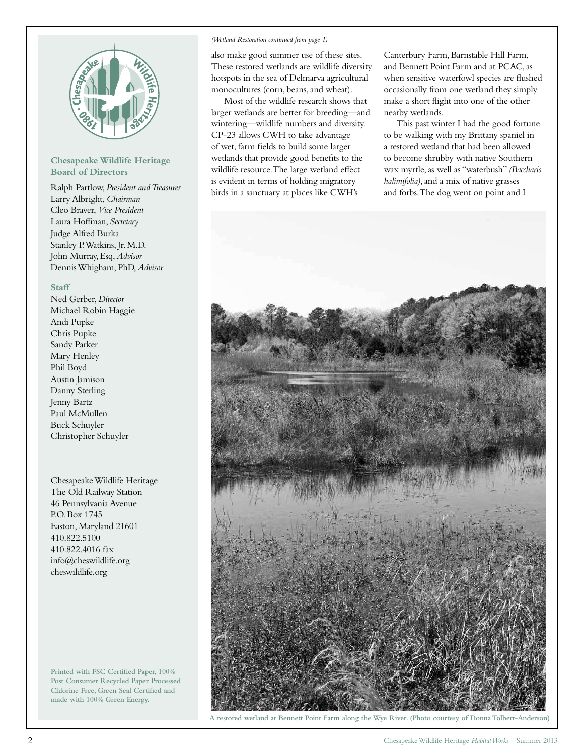*(Wetland Restoration continued from page 1)*

also make good summer use of these sites. These restored wetlands are wildlife diversity hotspots in the sea of Delmarva agricultural monocultures (corn, beans, and wheat).

Most of the wildlife research shows that larger wetlands are better for breeding—and wintering—wildlife numbers and diversity. CP-23 allows CWH to take advantage of wet, farm fields to build some larger wetlands that provide good benefits to the wildlife resource. The large wetland effect is evident in terms of holding migratory birds in a sanctuary at places like CWH's Canterbury Farm, Barnstable Hill Farm, and Bennett Point Farm and at PCAC, as when sensitive waterfowl species are flushed occasionally from one wetland they simply make a short flight into one of the other nearby wetlands.

This past winter I had the good fortune to be walking with my Brittany spaniel in a restored wetland that had been allowed to become shrubby with native Southern wax myrtle, as well as "waterbush" *(Baccharis halimifolia)*, and a mix of native grasses and forbs. The dog went on point and I

A restored wetland at Bennett Point Farm along the Wye River. (Photo courtesy of Donna Tolbert-Anderson)

**Chesapeake Wildlife Heritage Board of Directors**

Ralph Partlow, *President and Treasurer*
Larry Albright, *Chairman*
Cleo Braver, *Vice President*
Laura Hoffman, *Secretary*
Judge Alfred Burka
Stanley P. Watkins, Jr. M.D.
John Murray, Esq, *Advisor*
Dennis Whigham, PhD, *Advisor*

**Staff**

Ned Gerber, *Director*
Michael Robin Haggie
Andi Pupke
Chris Pupke
Sandy Parker
Mary Henley
Phil Boyd
Austin Jamison
Danny Sterling
Jenny Bartz
Paul McMullen
Buck Schuyler
Christopher Schuyler

Chesapeake Wildlife Heritage
The Old Railway Station
46 Pennsylvania Avenue
P.O. Box 1745
Easton, Maryland 21601
410.822.5100
410.822.4016 fax
info@cheswildlife.org
cheswildlife.org

**Printed with FSC Certified Paper, 100% Post Consumer Recycled Paper Processed Chlorine Free, Green Seal Certified and made with 100% Green Energy.**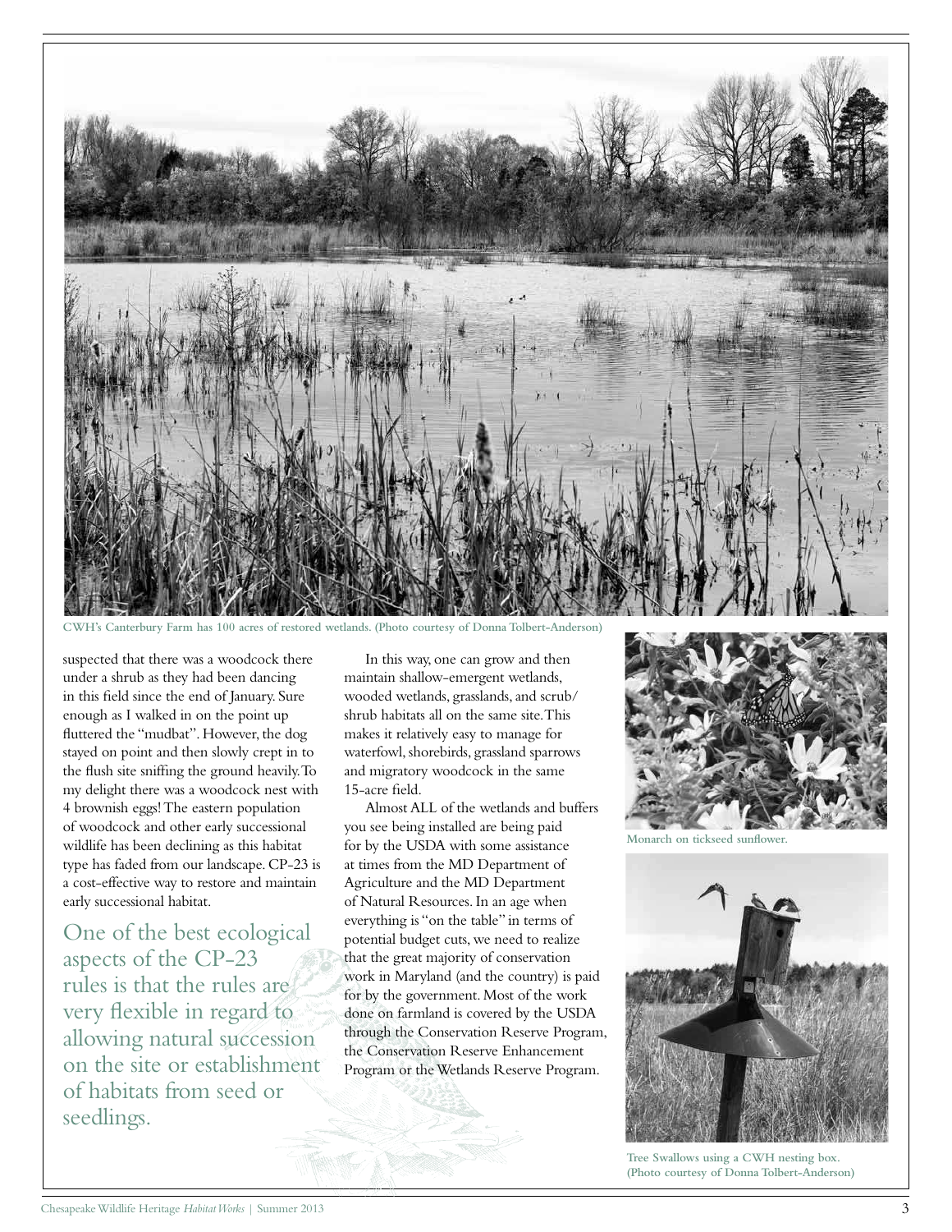CWH's Canterbury Farm has 100 acres of restored wetlands. (Photo courtesy of Donna Tolbert-Anderson)

suspected that there was a woodcock there under a shrub as they had been dancing in this field since the end of January. Sure enough as I walked in on the point up fluttered the "mudbat". However, the dog stayed on point and then slowly crept in to the flush site sniffing the ground heavily. To my delight there was a woodcock nest with 4 brownish eggs! The eastern population of woodcock and other early successional wildlife has been declining as this habitat type has faded from our landscape. CP-23 is a cost-effective way to restore and maintain early successional habitat.

> One of the best ecological aspects of the CP-23 rules is that the rules are very flexible in regard to allowing natural succession on the site or establishment of habitats from seed or seedlings.

In this way, one can grow and then maintain shallow-emergent wetlands, wooded wetlands, grasslands, and scrub/shrub habitats all on the same site. This makes it relatively easy to manage for waterfowl, shorebirds, grassland sparrows and migratory woodcock in the same 15-acre field.

Almost ALL of the wetlands and buffers you see being installed are being paid for by the USDA with some assistance at times from the MD Department of Agriculture and the MD Department of Natural Resources. In an age when everything is "on the table" in terms of potential budget cuts, we need to realize that the great majority of conservation work in Maryland (and the country) is paid for by the government. Most of the work done on farmland is covered by the USDA through the Conservation Reserve Program, the Conservation Reserve Enhancement Program or the Wetlands Reserve Program.

Monarch on tickseed sunflower.

Tree Swallows using a CWH nesting box. (Photo courtesy of Donna Tolbert-Anderson)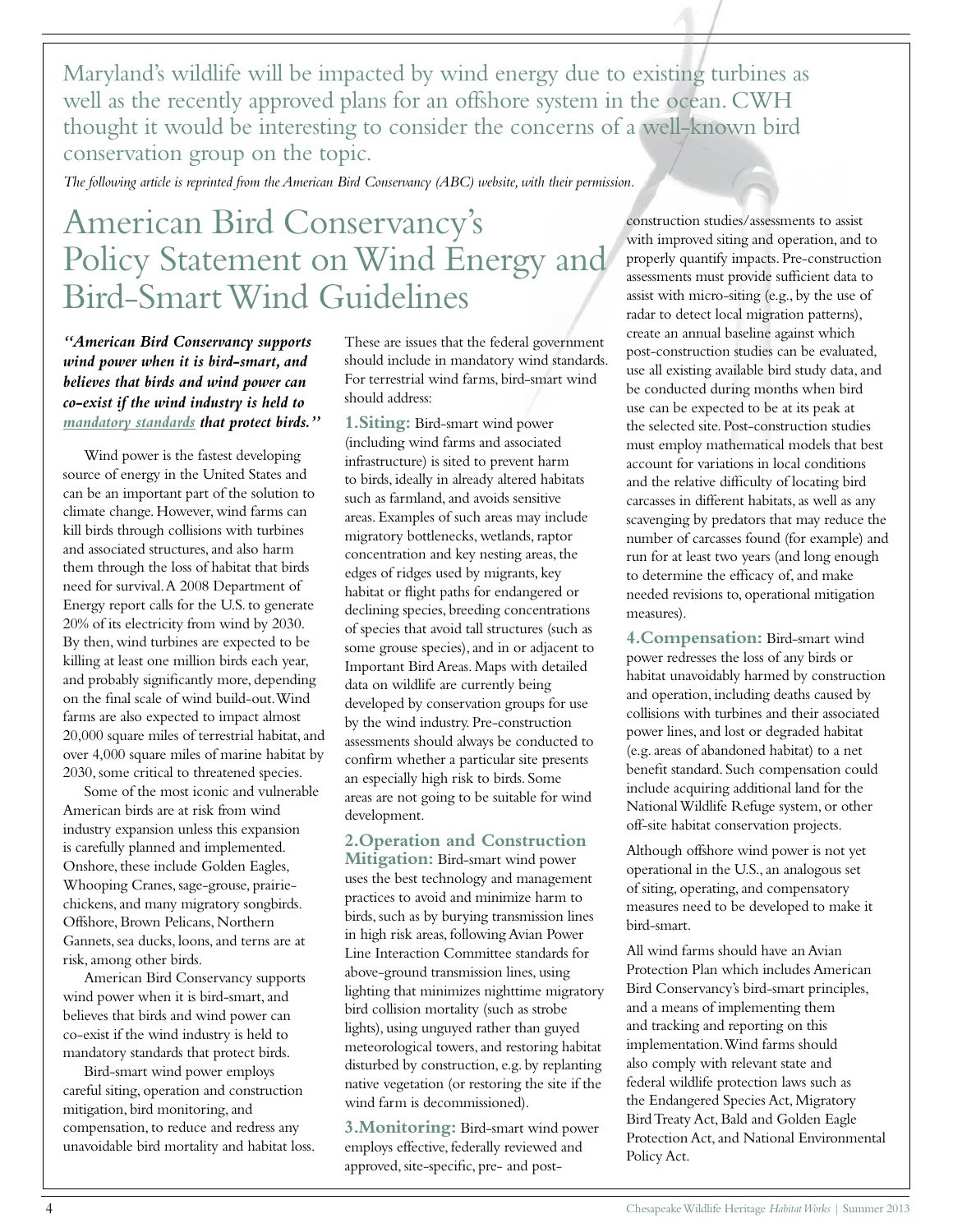Maryland's wildlife will be impacted by wind energy due to existing turbines as well as the recently approved plans for an offshore system in the ocean. CWH thought it would be interesting to consider the concerns of a well-known bird conservation group on the topic.

*The following article is reprinted from the American Bird Conservancy (ABC) website, with their permission.*

# American Bird Conservancy's Policy Statement on Wind Energy and Bird-Smart Wind Guidelines

***"American Bird Conservancy supports wind power when it is bird-smart, and believes that birds and wind power can co-exist if the wind industry is held to mandatory standards that protect birds."***

Wind power is the fastest developing source of energy in the United States and can be an important part of the solution to climate change. However, wind farms can kill birds through collisions with turbines and associated structures, and also harm them through the loss of habitat that birds need for survival. A 2008 Department of Energy report calls for the U.S. to generate 20% of its electricity from wind by 2030. By then, wind turbines are expected to be killing at least one million birds each year, and probably significantly more, depending on the final scale of wind build-out. Wind farms are also expected to impact almost 20,000 square miles of terrestrial habitat, and over 4,000 square miles of marine habitat by 2030, some critical to threatened species.

Some of the most iconic and vulnerable American birds are at risk from wind industry expansion unless this expansion is carefully planned and implemented. Onshore, these include Golden Eagles, Whooping Cranes, sage-grouse, prairie-chickens, and many migratory songbirds. Offshore, Brown Pelicans, Northern Gannets, sea ducks, loons, and terns are at risk, among other birds.

American Bird Conservancy supports wind power when it is bird-smart, and believes that birds and wind power can co-exist if the wind industry is held to mandatory standards that protect birds.

Bird-smart wind power employs careful siting, operation and construction mitigation, bird monitoring, and compensation, to reduce and redress any unavoidable bird mortality and habitat loss. These are issues that the federal government should include in mandatory wind standards. For terrestrial wind farms, bird-smart wind should address:

**1. Siting:** Bird-smart wind power (including wind farms and associated infrastructure) is sited to prevent harm to birds, ideally in already altered habitats such as farmland, and avoids sensitive areas. Examples of such areas may include migratory bottlenecks, wetlands, raptor concentration and key nesting areas, the edges of ridges used by migrants, key habitat or flight paths for endangered or declining species, breeding concentrations of species that avoid tall structures (such as some grouse species), and in or adjacent to Important Bird Areas. Maps with detailed data on wildlife are currently being developed by conservation groups for use by the wind industry. Pre-construction assessments should always be conducted to confirm whether a particular site presents an especially high risk to birds. Some areas are not going to be suitable for wind development.

**2. Operation and Construction Mitigation:** Bird-smart wind power uses the best technology and management practices to avoid and minimize harm to birds, such as by burying transmission lines in high risk areas, following Avian Power Line Interaction Committee standards for above-ground transmission lines, using lighting that minimizes nighttime migratory bird collision mortality (such as strobe lights), using unguyed rather than guyed meteorological towers, and restoring habitat disturbed by construction, e.g. by replanting native vegetation (or restoring the site if the wind farm is decommissioned).

**3. Monitoring:** Bird-smart wind power employs effective, federally reviewed and approved, site-specific, pre- and post-construction studies/assessments to assist with improved siting and operation, and to properly quantify impacts. Pre-construction assessments must provide sufficient data to assist with micro-siting (e.g., by the use of radar to detect local migration patterns), create an annual baseline against which post-construction studies can be evaluated, use all existing available bird study data, and be conducted during months when bird use can be expected to be at its peak at the selected site. Post-construction studies must employ mathematical models that best account for variations in local conditions and the relative difficulty of locating bird carcasses in different habitats, as well as any scavenging by predators that may reduce the number of carcasses found (for example) and run for at least two years (and long enough to determine the efficacy of, and make needed revisions to, operational mitigation measures).

**4. Compensation:** Bird-smart wind power redresses the loss of any birds or habitat unavoidably harmed by construction and operation, including deaths caused by collisions with turbines and their associated power lines, and lost or degraded habitat (e.g. areas of abandoned habitat) to a net benefit standard. Such compensation could include acquiring additional land for the National Wildlife Refuge system, or other off-site habitat conservation projects.

Although offshore wind power is not yet operational in the U.S., an analogous set of siting, operating, and compensatory measures need to be developed to make it bird-smart.

All wind farms should have an Avian Protection Plan which includes American Bird Conservancy's bird-smart principles, and a means of implementing them and tracking and reporting on this implementation. Wind farms should also comply with relevant state and federal wildlife protection laws such as the Endangered Species Act, Migratory Bird Treaty Act, Bald and Golden Eagle Protection Act, and National Environmental Policy Act.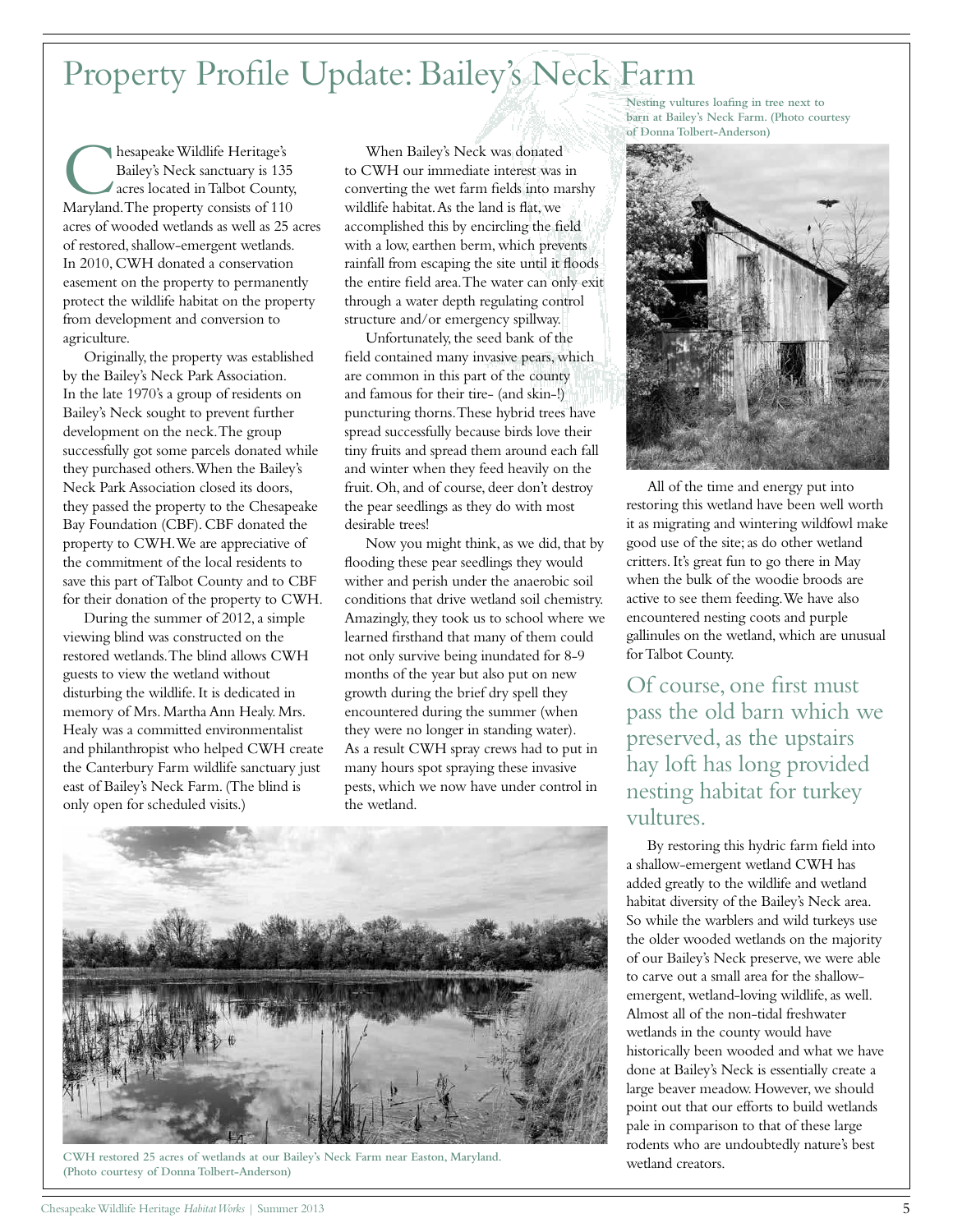# Property Profile Update: Bailey's Neck Farm

Chesapeake Wildlife Heritage's Bailey's Neck sanctuary is 135 acres located in Talbot County, Maryland. The property consists of 110 acres of wooded wetlands as well as 25 acres of restored, shallow-emergent wetlands. In 2010, CWH donated a conservation easement on the property to permanently protect the wildlife habitat on the property from development and conversion to agriculture.

Originally, the property was established by the Bailey's Neck Park Association. In the late 1970's a group of residents on Bailey's Neck sought to prevent further development on the neck. The group successfully got some parcels donated while they purchased others. When the Bailey's Neck Park Association closed its doors, they passed the property to the Chesapeake Bay Foundation (CBF). CBF donated the property to CWH. We are appreciative of the commitment of the local residents to save this part of Talbot County and to CBF for their donation of the property to CWH.

During the summer of 2012, a simple viewing blind was constructed on the restored wetlands. The blind allows CWH guests to view the wetland without disturbing the wildlife. It is dedicated in memory of Mrs. Martha Ann Healy. Mrs. Healy was a committed environmentalist and philanthropist who helped CWH create the Canterbury Farm wildlife sanctuary just east of Bailey's Neck Farm. (The blind is only open for scheduled visits.)

When Bailey's Neck was donated to CWH our immediate interest was in converting the wet farm fields into marshy wildlife habitat. As the land is flat, we accomplished this by encircling the field with a low, earthen berm, which prevents rainfall from escaping the site until it floods the entire field area. The water can only exit through a water depth regulating control structure and/or emergency spillway.

Unfortunately, the seed bank of the field contained many invasive pears, which are common in this part of the county and famous for their tire- (and skin-!) puncturing thorns. These hybrid trees have spread successfully because birds love their tiny fruits and spread them around each fall and winter when they feed heavily on the fruit. Oh, and of course, deer don't destroy the pear seedlings as they do with most desirable trees!

Now you might think, as we did, that by flooding these pear seedlings they would wither and perish under the anaerobic soil conditions that drive wetland soil chemistry. Amazingly, they took us to school where we learned firsthand that many of them could not only survive being inundated for 8-9 months of the year but also put on new growth during the brief dry spell they encountered during the summer (when they were no longer in standing water). As a result CWH spray crews had to put in many hours spot spraying these invasive pests, which we now have under control in the wetland.

CWH restored 25 acres of wetlands at our Bailey's Neck Farm near Easton, Maryland. (Photo courtesy of Donna Tolbert-Anderson)

Nesting vultures loafing in tree next to barn at Bailey's Neck Farm. (Photo courtesy of Donna Tolbert-Anderson)

All of the time and energy put into restoring this wetland have been well worth it as migrating and wintering wildfowl make good use of the site; as do other wetland critters. It's great fun to go there in May when the bulk of the woodie broods are active to see them feeding. We have also encountered nesting coots and purple gallinules on the wetland, which are unusual for Talbot County.

> Of course, one first must pass the old barn which we preserved, as the upstairs hay loft has long provided nesting habitat for turkey vultures.

By restoring this hydric farm field into a shallow-emergent wetland CWH has added greatly to the wildlife and wetland habitat diversity of the Bailey's Neck area. So while the warblers and wild turkeys use the older wooded wetlands on the majority of our Bailey's Neck preserve, we were able to carve out a small area for the shallow-emergent, wetland-loving wildlife, as well. Almost all of the non-tidal freshwater wetlands in the county would have historically been wooded and what we have done at Bailey's Neck is essentially create a large beaver meadow. However, we should point out that our efforts to build wetlands pale in comparison to that of these large rodents who are undoubtedly nature's best wetland creators.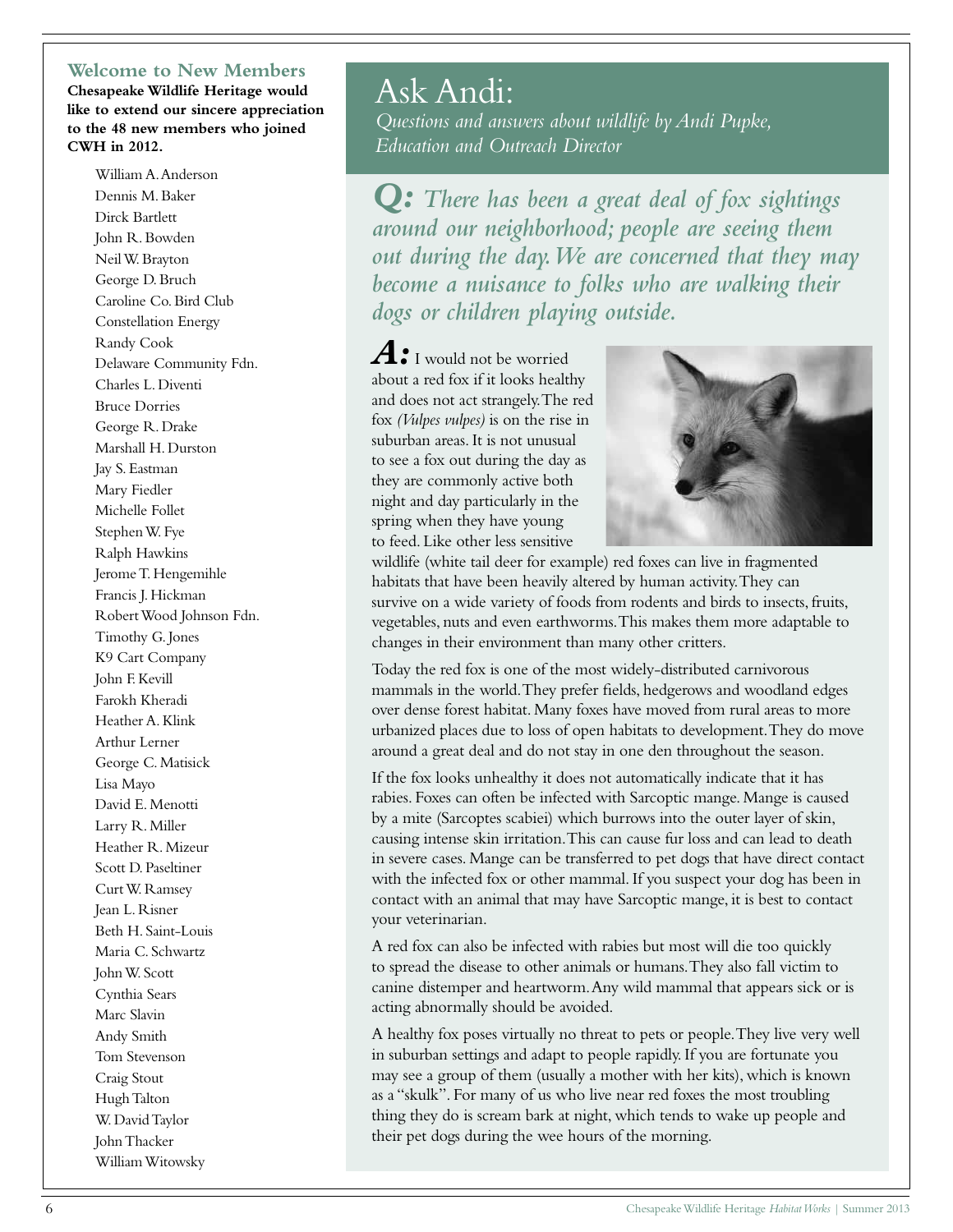## Welcome to New Members

**Chesapeake Wildlife Heritage would like to extend our sincere appreciation to the 48 new members who joined CWH in 2012.**

William A. Anderson
Dennis M. Baker
Dirck Bartlett
John R. Bowden
Neil W. Brayton
George D. Bruch
Caroline Co. Bird Club
Constellation Energy
Randy Cook
Delaware Community Fdn.
Charles L. Diventi
Bruce Dorries
George R. Drake
Marshall H. Durston
Jay S. Eastman
Mary Fiedler
Michelle Follet
Stephen W. Fye
Ralph Hawkins
Jerome T. Hengemihle
Francis J. Hickman
Robert Wood Johnson Fdn.
Timothy G. Jones
K9 Cart Company
John F. Kevill
Farokh Kheradi
Heather A. Klink
Arthur Lerner
George C. Matisick
Lisa Mayo
David E. Menotti
Larry R. Miller
Heather R. Mizeur
Scott D. Paseltiner
Curt W. Ramsey
Jean L. Risner
Beth H. Saint-Louis
Maria C. Schwartz
John W. Scott
Cynthia Sears
Marc Slavin
Andy Smith
Tom Stevenson
Craig Stout
Hugh Talton
W. David Taylor
John Thacker
William Witowsky

# Ask Andi:

*Questions and answers about wildlife by Andi Pupke, Education and Outreach Director*

***Q:** There has been a great deal of fox sightings around our neighborhood; people are seeing them out during the day. We are concerned that they may become a nuisance to folks who are walking their dogs or children playing outside.*

***A:*** I would not be worried about a red fox if it looks healthy and does not act strangely. The red fox *(Vulpes vulpes)* is on the rise in suburban areas. It is not unusual to see a fox out during the day as they are commonly active both night and day particularly in the spring when they have young to feed. Like other less sensitive wildlife (white tail deer for example) red foxes can live in fragmented habitats that have been heavily altered by human activity. They can survive on a wide variety of foods from rodents and birds to insects, fruits, vegetables, nuts and even earthworms. This makes them more adaptable to changes in their environment than many other critters.

Today the red fox is one of the most widely-distributed carnivorous mammals in the world. They prefer fields, hedgerows and woodland edges over dense forest habitat. Many foxes have moved from rural areas to more urbanized places due to loss of open habitats to development. They do move around a great deal and do not stay in one den throughout the season.

If the fox looks unhealthy it does not automatically indicate that it has rabies. Foxes can often be infected with Sarcoptic mange. Mange is caused by a mite (Sarcoptes scabiei) which burrows into the outer layer of skin, causing intense skin irritation. This can cause fur loss and can lead to death in severe cases. Mange can be transferred to pet dogs that have direct contact with the infected fox or other mammal. If you suspect your dog has been in contact with an animal that may have Sarcoptic mange, it is best to contact your veterinarian.

A red fox can also be infected with rabies but most will die too quickly to spread the disease to other animals or humans. They also fall victim to canine distemper and heartworm. Any wild mammal that appears sick or is acting abnormally should be avoided.

A healthy fox poses virtually no threat to pets or people. They live very well in suburban settings and adapt to people rapidly. If you are fortunate you may see a group of them (usually a mother with her kits), which is known as a "skulk". For many of us who live near red foxes the most troubling thing they do is scream bark at night, which tends to wake up people and their pet dogs during the wee hours of the morning.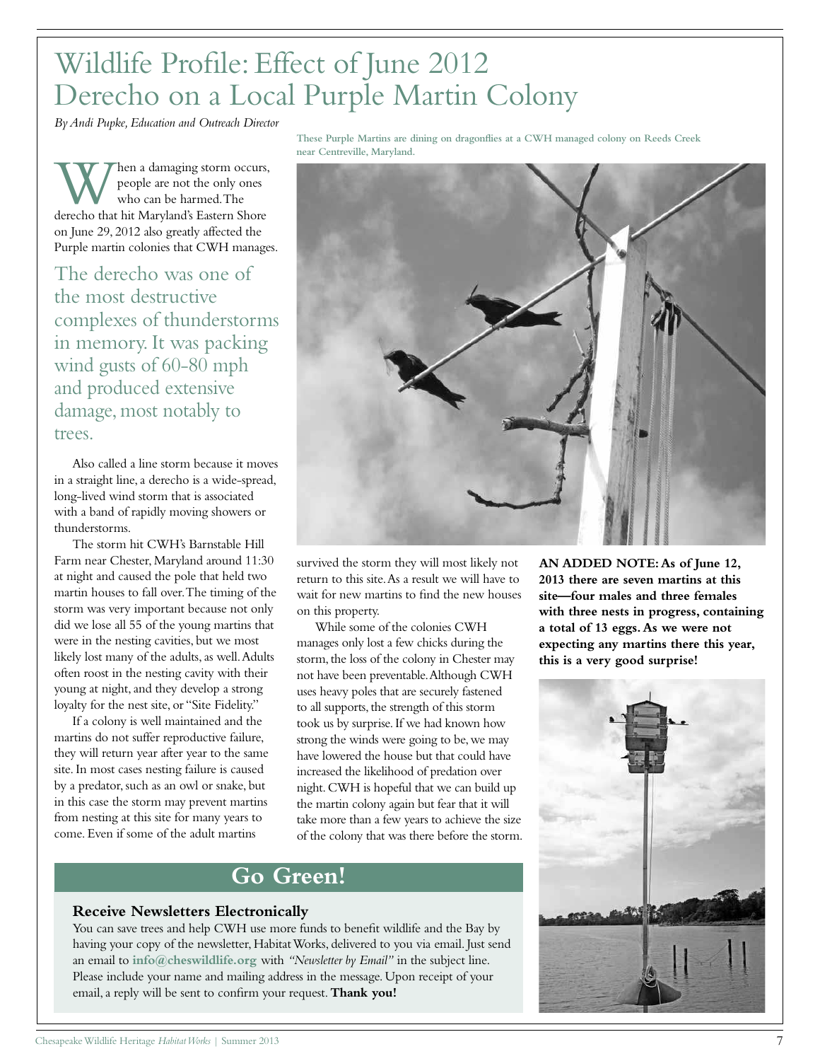# Wildlife Profile: Effect of June 2012 Derecho on a Local Purple Martin Colony

*By Andi Pupke, Education and Outreach Director*

When a damaging storm occurs, people are not the only ones who can be harmed. The derecho that hit Maryland's Eastern Shore on June 29, 2012 also greatly affected the Purple martin colonies that CWH manages.

The derecho was one of the most destructive complexes of thunderstorms in memory. It was packing wind gusts of 60-80 mph and produced extensive damage, most notably to trees.

Also called a line storm because it moves in a straight line, a derecho is a wide-spread, long-lived wind storm that is associated with a band of rapidly moving showers or thunderstorms.

The storm hit CWH's Barnstable Hill Farm near Chester, Maryland around 11:30 at night and caused the pole that held two martin houses to fall over. The timing of the storm was very important because not only did we lose all 55 of the young martins that were in the nesting cavities, but we most likely lost many of the adults, as well. Adults often roost in the nesting cavity with their young at night, and they develop a strong loyalty for the nest site, or "Site Fidelity."

If a colony is well maintained and the martins do not suffer reproductive failure, they will return year after year to the same site. In most cases nesting failure is caused by a predator, such as an owl or snake, but in this case the storm may prevent martins from nesting at this site for many years to come. Even if some of the adult martins survived the storm they will most likely not return to this site. As a result we will have to wait for new martins to find the new houses on this property.

While some of the colonies CWH manages only lost a few chicks during the storm, the loss of the colony in Chester may not have been preventable. Although CWH uses heavy poles that are securely fastened to all supports, the strength of this storm took us by surprise. If we had known how strong the winds were going to be, we may have lowered the house but that could have increased the likelihood of predation over night. CWH is hopeful that we can build up the martin colony again but fear that it will take more than a few years to achieve the size of the colony that was there before the storm.

These Purple Martins are dining on dragonflies at a CWH managed colony on Reeds Creek near Centreville, Maryland.

**AN ADDED NOTE: As of June 12, 2013 there are seven martins at this site—four males and three females with three nests in progress, containing a total of 13 eggs. As we were not expecting any martins there this year, this is a very good surprise!**

## Go Green!

### Receive Newsletters Electronically

You can save trees and help CWH use more funds to benefit wildlife and the Bay by having your copy of the newsletter, Habitat Works, delivered to you via email. Just send an email to **info@cheswildlife.org** with *"Newsletter by Email"* in the subject line. Please include your name and mailing address in the message. Upon receipt of your email, a reply will be sent to confirm your request. **Thank you!**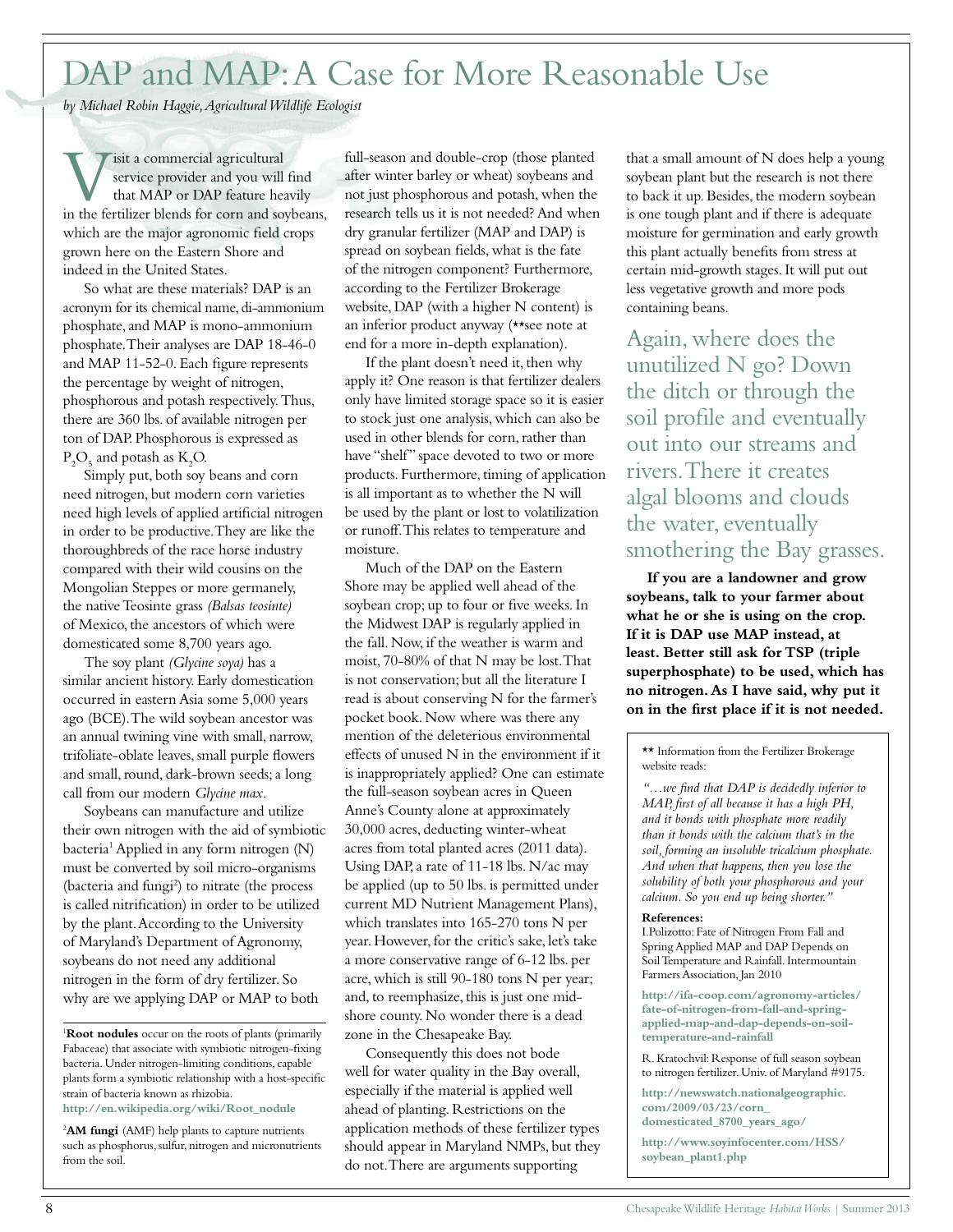# DAP and MAP: A Case for More Reasonable Use

*by Michael Robin Haggie, Agricultural Wildlife Ecologist*

Visit a commercial agricultural service provider and you will find that MAP or DAP feature heavily in the fertilizer blends for corn and soybeans, which are the major agronomic field crops grown here on the Eastern Shore and indeed in the United States.

So what are these materials? DAP is an acronym for its chemical name, di-ammonium phosphate, and MAP is mono-ammonium phosphate. Their analyses are DAP 18-46-0 and MAP 11-52-0. Each figure represents the percentage by weight of nitrogen, phosphorous and potash respectively. Thus, there are 360 lbs. of available nitrogen per ton of DAP. Phosphorous is expressed as $P_2O_5$ and potash as $K_2O$.

Simply put, both soy beans and corn need nitrogen, but modern corn varieties need high levels of applied artificial nitrogen in order to be productive. They are like the thoroughbreds of the race horse industry compared with their wild cousins on the Mongolian Steppes or more germanely, the native Teosinte grass *(Balsas teosinte)* of Mexico, the ancestors of which were domesticated some 8,700 years ago.

The soy plant *(Glycine soya)* has a similar ancient history. Early domestication occurred in eastern Asia some 5,000 years ago (BCE). The wild soybean ancestor was an annual twining vine with small, narrow, trifoliate-oblate leaves, small purple flowers and small, round, dark-brown seeds; a long call from our modern *Glycine max*.

Soybeans can manufacture and utilize their own nitrogen with the aid of symbiotic bacteria[1] Applied in any form nitrogen (N) must be converted by soil micro-organisms (bacteria and fungi[2]) to nitrate (the process is called nitrification) in order to be utilized by the plant. According to the University of Maryland's Department of Agronomy, soybeans do not need any additional nitrogen in the form of dry fertilizer. So why are we applying DAP or MAP to both full-season and double-crop (those planted after winter barley or wheat) soybeans and not just phosphorous and potash, when the research tells us it is not needed? And when dry granular fertilizer (MAP and DAP) is spread on soybean fields, what is the fate of the nitrogen component? Furthermore, according to the Fertilizer Brokerage website, DAP (with a higher N content) is an inferior product anyway (**see note at end for a more in-depth explanation).

If the plant doesn't need it, then why apply it? One reason is that fertilizer dealers only have limited storage space so it is easier to stock just one analysis, which can also be used in other blends for corn, rather than have "shelf" space devoted to two or more products. Furthermore, timing of application is all important as to whether the N will be used by the plant or lost to volatilization or runoff. This relates to temperature and moisture.

Much of the DAP on the Eastern Shore may be applied well ahead of the soybean crop; up to four or five weeks. In the Midwest DAP is regularly applied in the fall. Now, if the weather is warm and moist, 70-80% of that N may be lost. That is not conservation; but all the literature I read is about conserving N for the farmer's pocket book. Now where was there any mention of the deleterious environmental effects of unused N in the environment if it is inappropriately applied? One can estimate the full-season soybean acres in Queen Anne's County alone at approximately 30,000 acres, deducting winter-wheat acres from total planted acres (2011 data). Using DAP, a rate of 11-18 lbs. N/ac may be applied (up to 50 lbs. is permitted under current MD Nutrient Management Plans), which translates into 165-270 tons N per year. However, for the critic's sake, let's take a more conservative range of 6-12 lbs. per acre, which is still 90-180 tons N per year; and, to reemphasize, this is just one mid-shore county. No wonder there is a dead zone in the Chesapeake Bay.

Consequently this does not bode well for water quality in the Bay overall, especially if the material is applied well ahead of planting. Restrictions on the application methods of these fertilizer types should appear in Maryland NMPs, but they do not. There are arguments supporting that a small amount of N does help a young soybean plant but the research is not there to back it up. Besides, the modern soybean is one tough plant and if there is adequate moisture for germination and early growth this plant actually benefits from stress at certain mid-growth stages. It will put out less vegetative growth and more pods containing beans.

> Again, where does the unutilized N go? Down the ditch or through the soil profile and eventually out into our streams and rivers. There it creates algal blooms and clouds the water, eventually smothering the Bay grasses.

**If you are a landowner and grow soybeans, talk to your farmer about what he or she is using on the crop. If it is DAP use MAP instead, at least. Better still ask for TSP (triple superphosphate) to be used, which has no nitrogen. As I have said, why put it on in the first place if it is not needed.**

[1]**Root nodules** occur on the roots of plants (primarily Fabaceae) that associate with symbiotic nitrogen-fixing bacteria. Under nitrogen-limiting conditions, capable plants form a symbiotic relationship with a host-specific strain of bacteria known as rhizobia. **http://en.wikipedia.org/wiki/Root_nodule**

[2]**AM fungi** (AMF) help plants to capture nutrients such as phosphorus, sulfur, nitrogen and micronutrients from the soil.

---

** Information from the Fertilizer Brokerage website reads:

*"…we find that DAP is decidedly inferior to MAP, first of all because it has a high PH, and it bonds with phosphate more readily than it bonds with the calcium that's in the soil, forming an insoluble tricalcium phosphate. And when that happens, then you lose the solubility of both your phosphorous and your calcium. So you end up being shorter."*

**References:**

I. Polizotto: Fate of Nitrogen From Fall and Spring Applied MAP and DAP Depends on Soil Temperature and Rainfall. Intermountain Farmers Association, Jan 2010

**http://ifa-coop.com/agronomy-articles/fate-of-nitrogen-from-fall-and-spring-applied-map-and-dap-depends-on-soil-temperature-and-rainfall**

R. Kratochvil: Response of full season soybean to nitrogen fertilizer. Univ. of Maryland #9175.

**http://newswatch.nationalgeographic.com/2009/03/23/corn_domesticated_8700_years_ago/**

**http://www.soyinfocenter.com/HSS/soybean_plant1.php**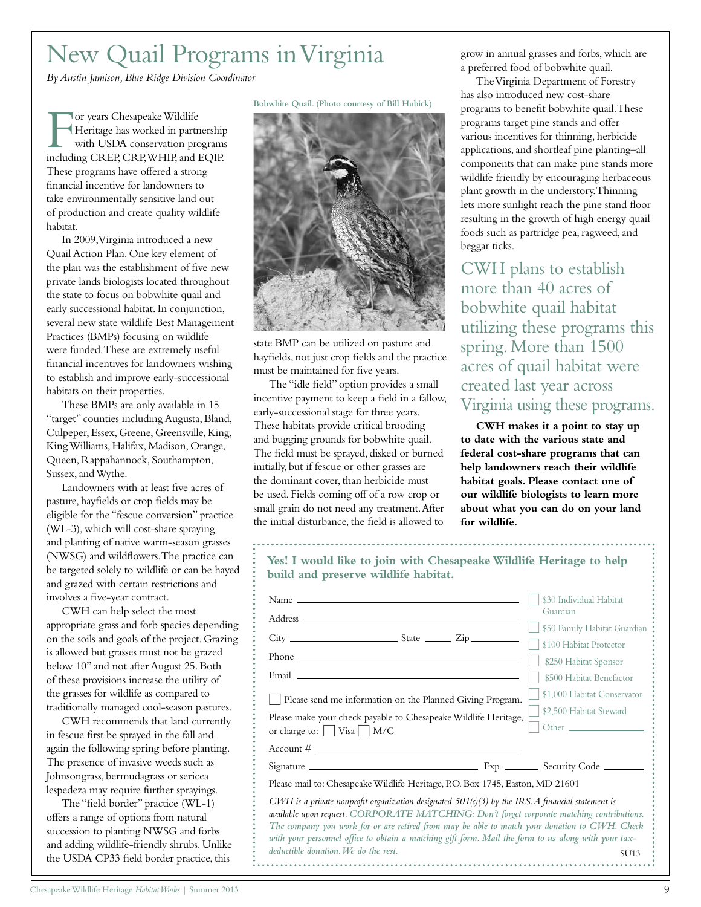# New Quail Programs in Virginia

*By Austin Jamison, Blue Ridge Division Coordinator*

For years Chesapeake Wildlife Heritage has worked in partnership with USDA conservation programs including CREP, CRP, WHIP, and EQIP. These programs have offered a strong financial incentive for landowners to take environmentally sensitive land out of production and create quality wildlife habitat.

In 2009, Virginia introduced a new Quail Action Plan. One key element of the plan was the establishment of five new private lands biologists located throughout the state to focus on bobwhite quail and early successional habitat. In conjunction, several new state wildlife Best Management Practices (BMPs) focusing on wildlife were funded. These are extremely useful financial incentives for landowners wishing to establish and improve early-successional habitats on their properties.

These BMPs are only available in 15 "target" counties including Augusta, Bland, Culpeper, Essex, Greene, Greensville, King, King Williams, Halifax, Madison, Orange, Queen, Rappahannock, Southampton, Sussex, and Wythe.

Landowners with at least five acres of pasture, hayfields or crop fields may be eligible for the "fescue conversion" practice (WL-3), which will cost-share spraying and planting of native warm-season grasses (NWSG) and wildflowers. The practice can be targeted solely to wildlife or can be hayed and grazed with certain restrictions and involves a five-year contract.

CWH can help select the most appropriate grass and forb species depending on the soils and goals of the project. Grazing is allowed but grasses must not be grazed below 10" and not after August 25. Both of these provisions increase the utility of the grasses for wildlife as compared to traditionally managed cool-season pastures.

CWH recommends that land currently in fescue first be sprayed in the fall and again the following spring before planting. The presence of invasive weeds such as Johnsongrass, bermudagrass or sericea lespedeza may require further sprayings.

The "field border" practice (WL-1) offers a range of options from natural succession to planting NWSG and forbs and adding wildlife-friendly shrubs. Unlike the USDA CP33 field border practice, this state BMP can be utilized on pasture and hayfields, not just crop fields and the practice must be maintained for five years.

Bobwhite Quail. (Photo courtesy of Bill Hubick)

The "idle field" option provides a small incentive payment to keep a field in a fallow, early-successional stage for three years. These habitats provide critical brooding and bugging grounds for bobwhite quail. The field must be sprayed, disked or burned initially, but if fescue or other grasses are the dominant cover, than herbicide must be used. Fields coming off of a row crop or small grain do not need any treatment. After the initial disturbance, the field is allowed to grow in annual grasses and forbs, which are a preferred food of bobwhite quail.

The Virginia Department of Forestry has also introduced new cost-share programs to benefit bobwhite quail. These programs target pine stands and offer various incentives for thinning, herbicide applications, and shortleaf pine planting–all components that can make pine stands more wildlife friendly by encouraging herbaceous plant growth in the understory. Thinning lets more sunlight reach the pine stand floor resulting in the growth of high energy quail foods such as partridge pea, ragweed, and beggar ticks.

CWH plans to establish more than 40 acres of bobwhite quail habitat utilizing these programs this spring. More than 1500 acres of quail habitat were created last year across Virginia using these programs.

**CWH makes it a point to stay up to date with the various state and federal cost-share programs that can help landowners reach their wildlife habitat goals. Please contact one of our wildlife biologists to learn more about what you can do on your land for wildlife.**

---

**Yes! I would like to join with Chesapeake Wildlife Heritage to help build and preserve wildlife habitat.**

Name ____________________

Address ____________________

City ____________ State ______ Zip ________

Phone ____________________

Email ____________________

☐ Please send me information on the Planned Giving Program.

Please make your check payable to Chesapeake Wildlife Heritage, or charge to: ☐ Visa ☐ M/C

Account # ____________________

Signature ____________________ Exp. ______ Security Code ______

- ☐ $30 Individual Habitat Guardian
- ☐ $50 Family Habitat Guardian
- ☐ $100 Habitat Protector
- ☐ $250 Habitat Sponsor
- ☐ $500 Habitat Benefactor
- ☐ $1,000 Habitat Conservator
- ☐ $2,500 Habitat Steward
- ☐ Other ____________

Please mail to: Chesapeake Wildlife Heritage, P.O. Box 1745, Easton, MD 21601

*CWH is a private nonprofit organization designated 501(c)(3) by the IRS. A financial statement is available upon request. CORPORATE MATCHING: Don't forget corporate matching contributions. The company you work for or are retired from may be able to match your donation to CWH. Check with your personnel office to obtain a matching gift form. Mail the form to us along with your tax-deductible donation. We do the rest.*

SU13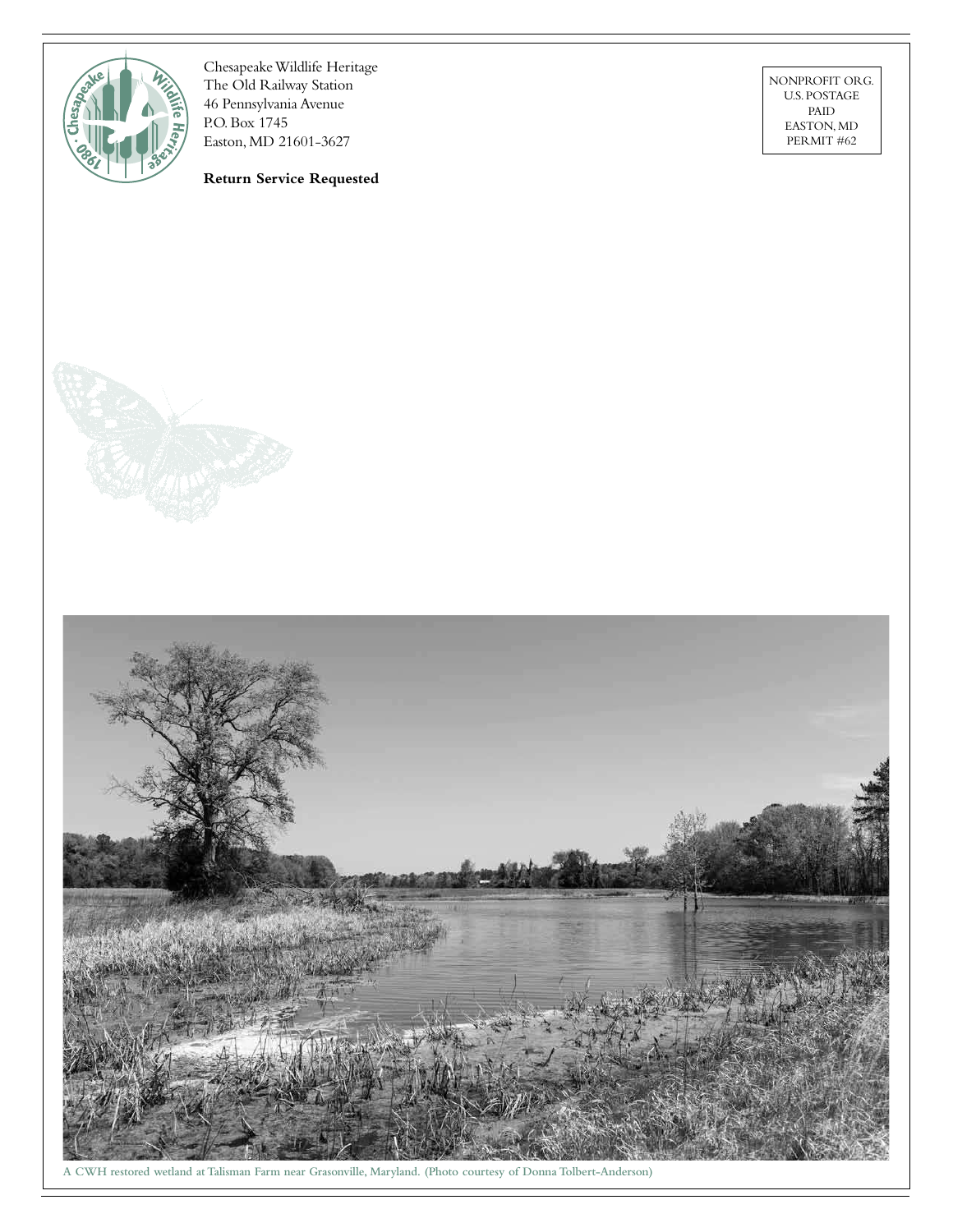Chesapeake Wildlife Heritage
The Old Railway Station
46 Pennsylvania Avenue
P.O. Box 1745
Easton, MD 21601-3627

**Return Service Requested**

NONPROFIT ORG.
U.S. POSTAGE
PAID
EASTON, MD
PERMIT #62

A CWH restored wetland at Talisman Farm near Grasonville, Maryland. (Photo courtesy of Donna Tolbert-Anderson)